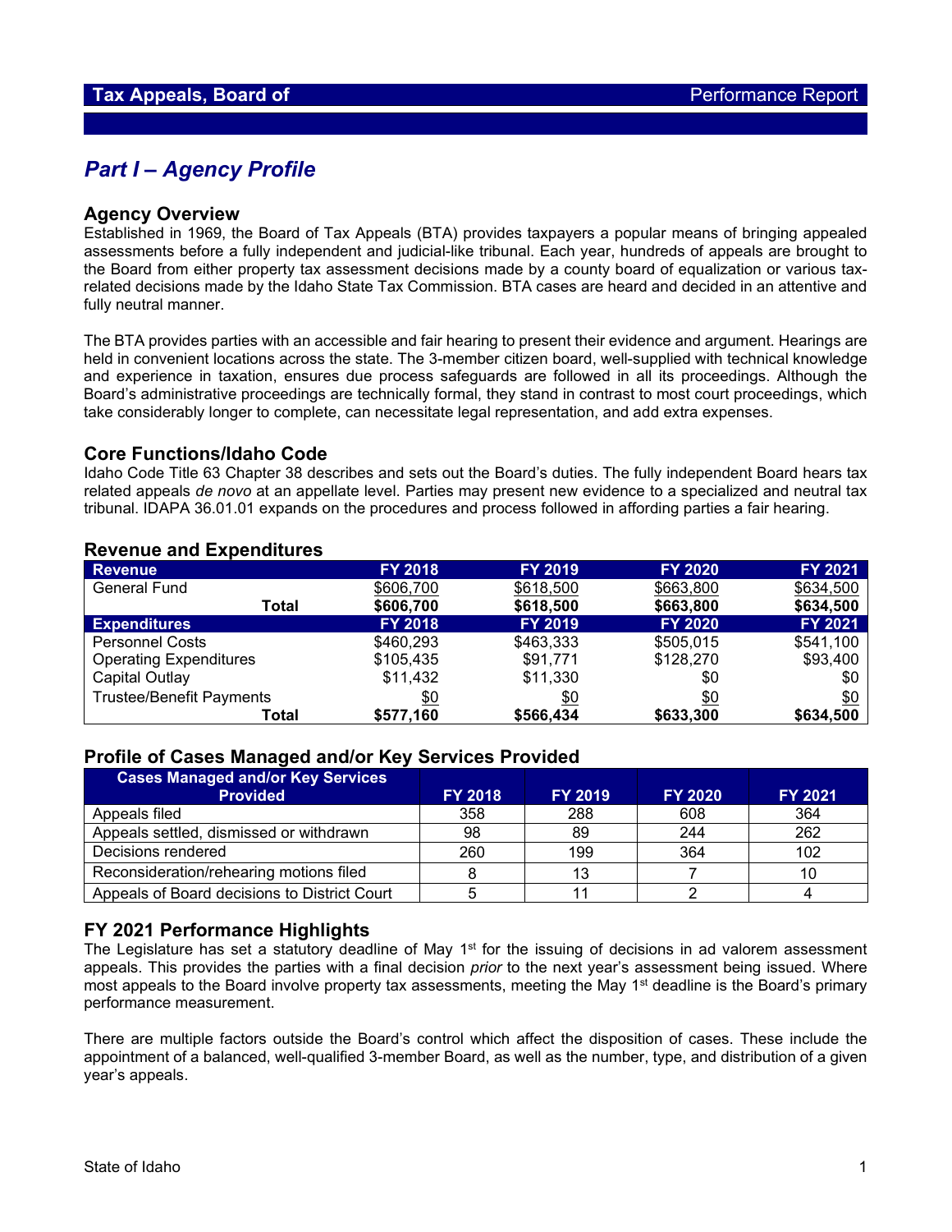# Tax Appeals, Board of — Performance Report

## *Part I – Agency Profile*

### Agency Overview

Established in 1969, the Board of Tax Appeals (BTA) provides taxpayers a popular means of bringing appealed assessments before a fully independent and judicial-like tribunal. Each year, hundreds of appeals are brought to the Board from either property tax assessment decisions made by a county board of equalization or various tax-related decisions made by the Idaho State Tax Commission. BTA cases are heard and decided in an attentive and fully neutral manner.

The BTA provides parties with an accessible and fair hearing to present their evidence and argument. Hearings are held in convenient locations across the state. The 3-member citizen board, well-supplied with technical knowledge and experience in taxation, ensures due process safeguards are followed in all its proceedings. Although the Board's administrative proceedings are technically formal, they stand in contrast to most court proceedings, which take considerably longer to complete, can necessitate legal representation, and add extra expenses.

### Core Functions/Idaho Code

Idaho Code Title 63 Chapter 38 describes and sets out the Board's duties. The fully independent Board hears tax related appeals *de novo* at an appellate level. Parties may present new evidence to a specialized and neutral tax tribunal. IDAPA 36.01.01 expands on the procedures and process followed in affording parties a fair hearing.

### Revenue and Expenditures

| Revenue | FY 2018 | FY 2019 | FY 2020 | FY 2021 |
|---|---|---|---|---|
| General Fund | $606,700 | $618,500 | $663,800 | $634,500 |
| **Total** | **$606,700** | **$618,500** | **$663,800** | **$634,500** |
| **Expenditures** | **FY 2018** | **FY 2019** | **FY 2020** | **FY 2021** |
| Personnel Costs | $460,293 | $463,333 | $505,015 | $541,100 |
| Operating Expenditures | $105,435 | $91,771 | $128,270 | $93,400 |
| Capital Outlay | $11,432 | $11,330 | $0 | $0 |
| Trustee/Benefit Payments | $0 | $0 | $0 | $0 |
| **Total** | **$577,160** | **$566,434** | **$633,300** | **$634,500** |

### Profile of Cases Managed and/or Key Services Provided

| Cases Managed and/or Key Services Provided | FY 2018 | FY 2019 | FY 2020 | FY 2021 |
|---|---|---|---|---|
| Appeals filed | 358 | 288 | 608 | 364 |
| Appeals settled, dismissed or withdrawn | 98 | 89 | 244 | 262 |
| Decisions rendered | 260 | 199 | 364 | 102 |
| Reconsideration/rehearing motions filed | 8 | 13 | 7 | 10 |
| Appeals of Board decisions to District Court | 5 | 11 | 2 | 4 |

### FY 2021 Performance Highlights

The Legislature has set a statutory deadline of May 1st for the issuing of decisions in ad valorem assessment appeals. This provides the parties with a final decision *prior* to the next year's assessment being issued. Where most appeals to the Board involve property tax assessments, meeting the May 1st deadline is the Board's primary performance measurement.

There are multiple factors outside the Board's control which affect the disposition of cases. These include the appointment of a balanced, well-qualified 3-member Board, as well as the number, type, and distribution of a given year's appeals.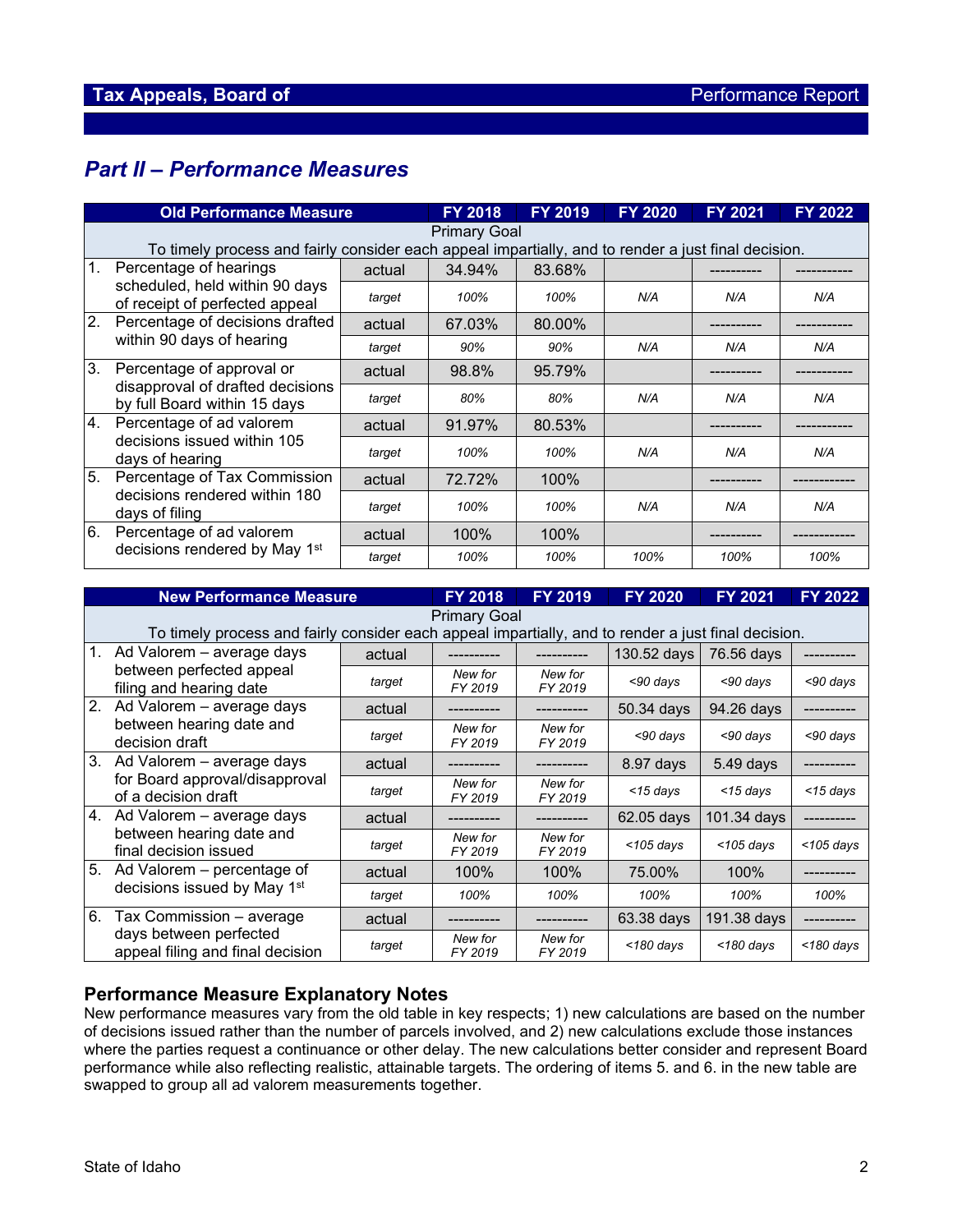## Part II – Performance Measures

| Old Performance Measure | | FY 2018 | FY 2019 | FY 2020 | FY 2021 | FY 2022 |
|---|---|---|---|---|---|---|
| Primary Goal<br>To timely process and fairly consider each appeal impartially, and to render a just final decision. | | | | | | |
| 1. Percentage of hearings scheduled, held within 90 days of receipt of perfected appeal | actual | 34.94% | 83.68% | | ---------- | ----------- |
| | *target* | *100%* | *100%* | *N/A* | *N/A* | *N/A* |
| 2. Percentage of decisions drafted within 90 days of hearing | actual | 67.03% | 80.00% | | ---------- | ----------- |
| | *target* | *90%* | *90%* | *N/A* | *N/A* | *N/A* |
| 3. Percentage of approval or disapproval of drafted decisions by full Board within 15 days | actual | 98.8% | 95.79% | | ---------- | ----------- |
| | *target* | *80%* | *80%* | *N/A* | *N/A* | *N/A* |
| 4. Percentage of ad valorem decisions issued within 105 days of hearing | actual | 91.97% | 80.53% | | ---------- | ----------- |
| | *target* | *100%* | *100%* | *N/A* | *N/A* | *N/A* |
| 5. Percentage of Tax Commission decisions rendered within 180 days of filing | actual | 72.72% | 100% | | ---------- | ------------ |
| | *target* | *100%* | *100%* | *N/A* | *N/A* | *N/A* |
| 6. Percentage of ad valorem decisions rendered by May 1st | actual | 100% | 100% | | ---------- | ------------ |
| | *target* | *100%* | *100%* | *100%* | *100%* | *100%* |

| New Performance Measure | | FY 2018 | FY 2019 | FY 2020 | FY 2021 | FY 2022 |
|---|---|---|---|---|---|---|
| Primary Goal<br>To timely process and fairly consider each appeal impartially, and to render a just final decision. | | | | | | |
| 1. Ad Valorem – average days between perfected appeal filing and hearing date | actual | ---------- | ---------- | 130.52 days | 76.56 days | ---------- |
| | *target* | *New for FY 2019* | *New for FY 2019* | *<90 days* | *<90 days* | *<90 days* |
| 2. Ad Valorem – average days between hearing date and decision draft | actual | ---------- | ---------- | 50.34 days | 94.26 days | ---------- |
| | *target* | *New for FY 2019* | *New for FY 2019* | *<90 days* | *<90 days* | *<90 days* |
| 3. Ad Valorem – average days for Board approval/disapproval of a decision draft | actual | ---------- | ---------- | 8.97 days | 5.49 days | ---------- |
| | *target* | *New for FY 2019* | *New for FY 2019* | *<15 days* | *<15 days* | *<15 days* |
| 4. Ad Valorem – average days between hearing date and final decision issued | actual | ---------- | ---------- | 62.05 days | 101.34 days | ---------- |
| | *target* | *New for FY 2019* | *New for FY 2019* | *<105 days* | *<105 days* | *<105 days* |
| 5. Ad Valorem – percentage of decisions issued by May 1st | actual | 100% | 100% | 75.00% | 100% | ---------- |
| | *target* | *100%* | *100%* | *100%* | *100%* | *100%* |
| 6. Tax Commission – average days between perfected appeal filing and final decision | actual | ---------- | ---------- | 63.38 days | 191.38 days | ---------- |
| | *target* | *New for FY 2019* | *New for FY 2019* | *<180 days* | *<180 days* | *<180 days* |

### Performance Measure Explanatory Notes

New performance measures vary from the old table in key respects; 1) new calculations are based on the number of decisions issued rather than the number of parcels involved, and 2) new calculations exclude those instances where the parties request a continuance or other delay. The new calculations better consider and represent Board performance while also reflecting realistic, attainable targets. The ordering of items 5. and 6. in the new table are swapped to group all ad valorem measurements together.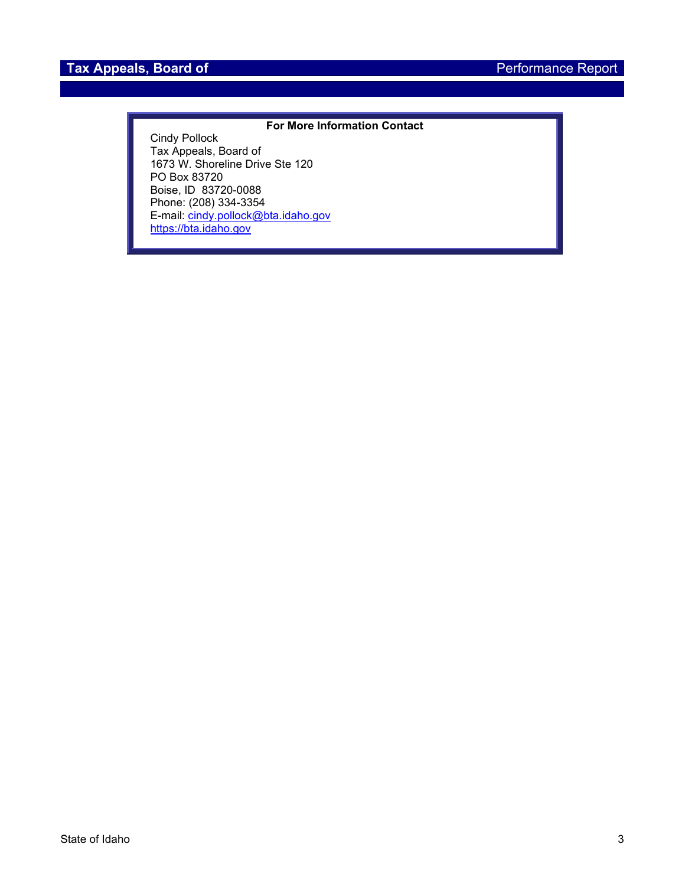**For More Information Contact**

Cindy Pollock
Tax Appeals, Board of
1673 W. Shoreline Drive Ste 120
PO Box 83720
Boise, ID 83720-0088
Phone: (208) 334-3354
E-mail: cindy.pollock@bta.idaho.gov
https://bta.idaho.gov